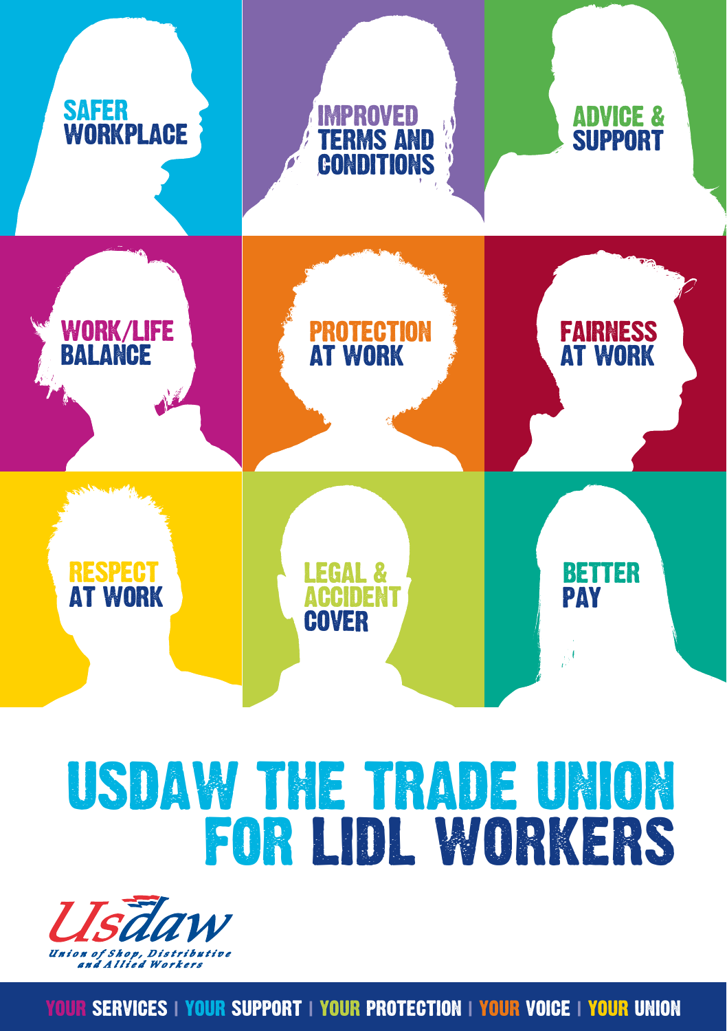SAFER WORKPLACE

IMPROVED TERMS AND CONDITIONS

ADVICE & SUPPORT

WORK/LIFE BALANCE

PROTECTION AT WORK

FAIRNESS AT WORK

RESPECT AT WORK

LEGAL & ACCIDENT COVER

BETTER PAY

# USDAW THE TRADE UNION FOR LIDL WORKERS

Usdaw
*Union of Shop, Distributive and Allied Workers*

YOUR SERVICES | YOUR SUPPORT | YOUR PROTECTION | YOUR VOICE | YOUR UNION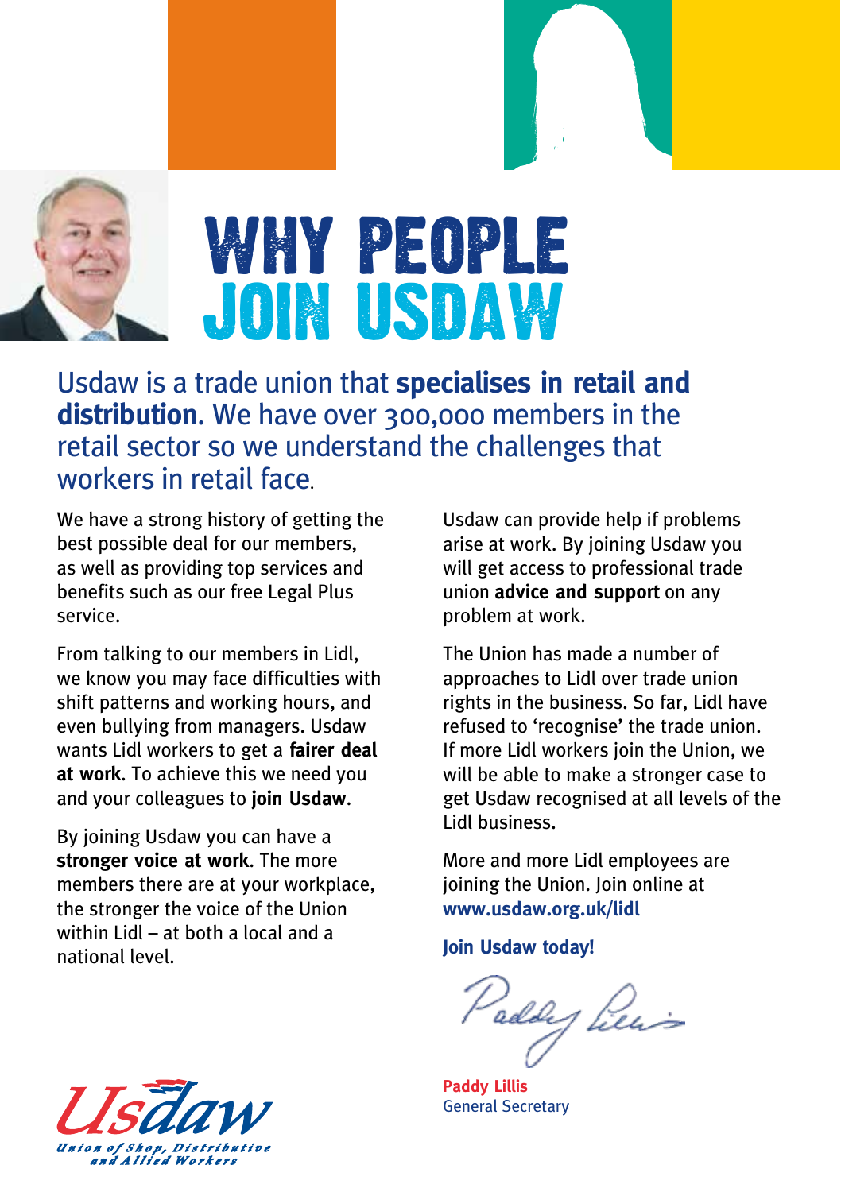# WHY PEOPLE JOIN USDAW

Usdaw is a trade union that **specialises in retail and distribution**. We have over 300,000 members in the retail sector so we understand the challenges that workers in retail face.

We have a strong history of getting the best possible deal for our members, as well as providing top services and benefits such as our free Legal Plus service.

From talking to our members in Lidl, we know you may face difficulties with shift patterns and working hours, and even bullying from managers. Usdaw wants Lidl workers to get a **fairer deal at work**. To achieve this we need you and your colleagues to **join Usdaw**.

By joining Usdaw you can have a **stronger voice at work**. The more members there are at your workplace, the stronger the voice of the Union within Lidl – at both a local and a national level.

Usdaw can provide help if problems arise at work. By joining Usdaw you will get access to professional trade union **advice and support** on any problem at work.

The Union has made a number of approaches to Lidl over trade union rights in the business. So far, Lidl have refused to 'recognise' the trade union. If more Lidl workers join the Union, we will be able to make a stronger case to get Usdaw recognised at all levels of the Lidl business.

More and more Lidl employees are joining the Union. Join online at **www.usdaw.org.uk/lidl**

**Join Usdaw today!**

**Paddy Lillis**
General Secretary

Usdaw
*Union of Shop, Distributive and Allied Workers*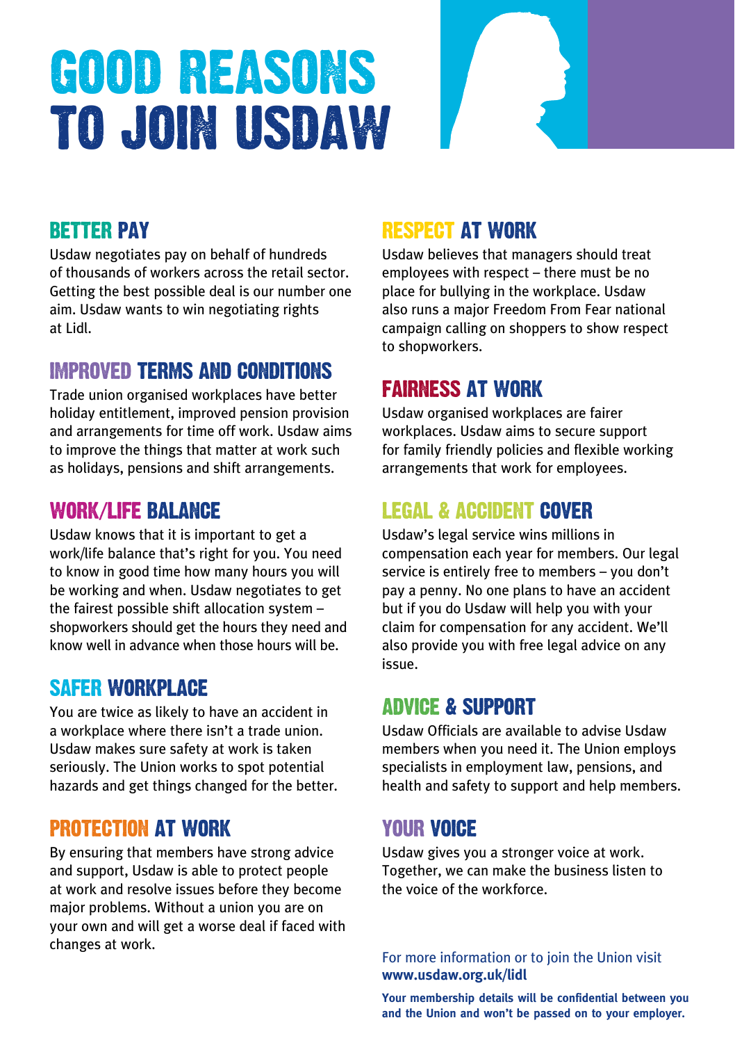# GOOD REASONS TO JOIN USDAW

## BETTER PAY

Usdaw negotiates pay on behalf of hundreds of thousands of workers across the retail sector. Getting the best possible deal is our number one aim. Usdaw wants to win negotiating rights at Lidl.

## IMPROVED TERMS AND CONDITIONS

Trade union organised workplaces have better holiday entitlement, improved pension provision and arrangements for time off work. Usdaw aims to improve the things that matter at work such as holidays, pensions and shift arrangements.

## WORK/LIFE BALANCE

Usdaw knows that it is important to get a work/life balance that's right for you. You need to know in good time how many hours you will be working and when. Usdaw negotiates to get the fairest possible shift allocation system – shopworkers should get the hours they need and know well in advance when those hours will be.

## SAFER WORKPLACE

You are twice as likely to have an accident in a workplace where there isn't a trade union. Usdaw makes sure safety at work is taken seriously. The Union works to spot potential hazards and get things changed for the better.

## PROTECTION AT WORK

By ensuring that members have strong advice and support, Usdaw is able to protect people at work and resolve issues before they become major problems. Without a union you are on your own and will get a worse deal if faced with changes at work.

## RESPECT AT WORK

Usdaw believes that managers should treat employees with respect – there must be no place for bullying in the workplace. Usdaw also runs a major Freedom From Fear national campaign calling on shoppers to show respect to shopworkers.

## FAIRNESS AT WORK

Usdaw organised workplaces are fairer workplaces. Usdaw aims to secure support for family friendly policies and flexible working arrangements that work for employees.

## LEGAL & ACCIDENT COVER

Usdaw's legal service wins millions in compensation each year for members. Our legal service is entirely free to members – you don't pay a penny. No one plans to have an accident but if you do Usdaw will help you with your claim for compensation for any accident. We'll also provide you with free legal advice on any issue.

## ADVICE & SUPPORT

Usdaw Officials are available to advise Usdaw members when you need it. The Union employs specialists in employment law, pensions, and health and safety to support and help members.

## YOUR VOICE

Usdaw gives you a stronger voice at work. Together, we can make the business listen to the voice of the workforce.

For more information or to join the Union visit **www.usdaw.org.uk/lidl**

**Your membership details will be confidential between you and the Union and won't be passed on to your employer.**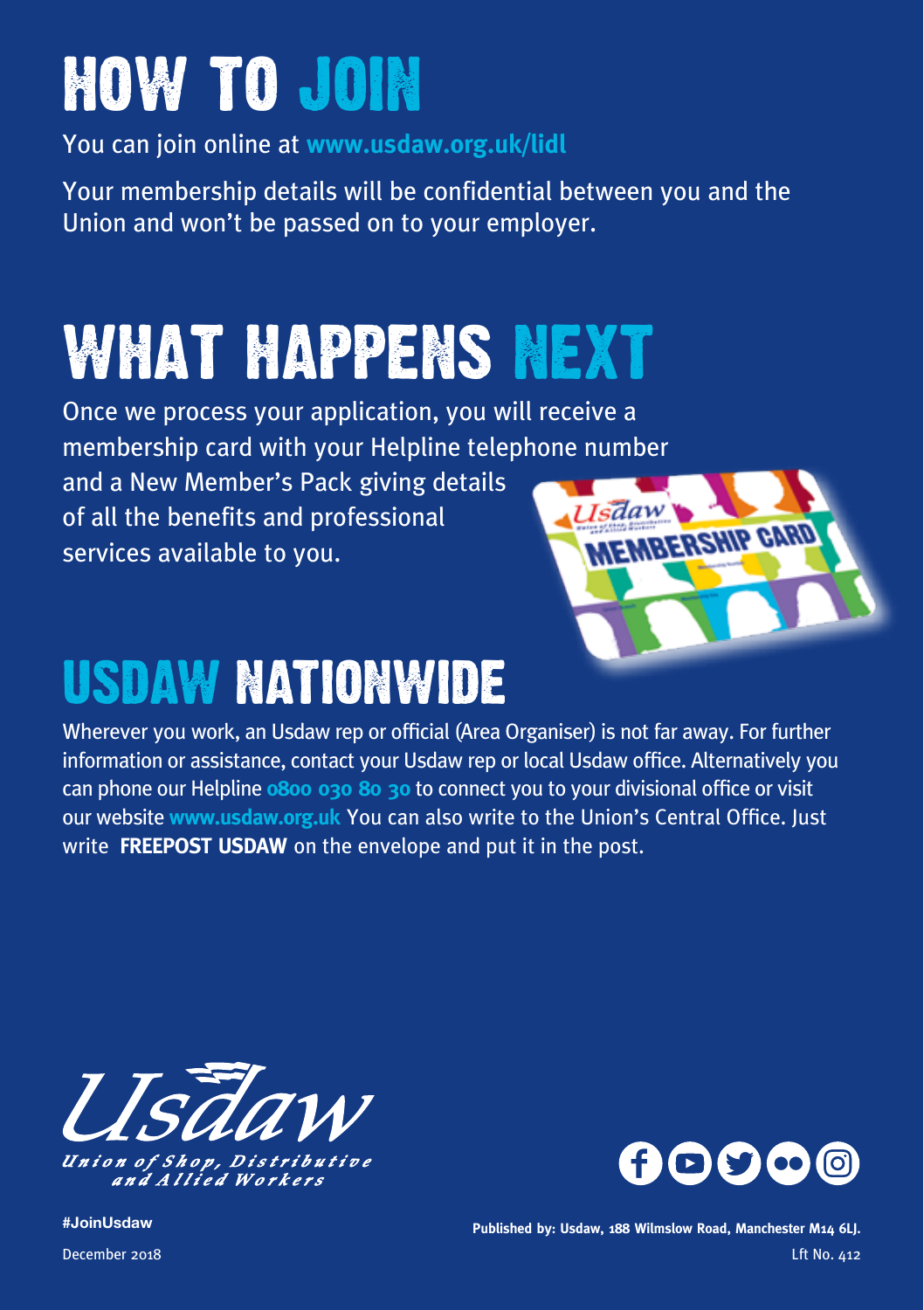# HOW TO JOIN

You can join online at **www.usdaw.org.uk/lidl**

Your membership details will be confidential between you and the Union and won't be passed on to your employer.

# WHAT HAPPENS NEXT

Once we process your application, you will receive a membership card with your Helpline telephone number and a New Member's Pack giving details of all the benefits and professional services available to you.

# USDAW NATIONWIDE

Wherever you work, an Usdaw rep or official (Area Organiser) is not far away. For further information or assistance, contact your Usdaw rep or local Usdaw office. Alternatively you can phone our Helpline **0800 030 80 30** to connect you to your divisional office or visit our website **www.usdaw.org.uk** You can also write to the Union's Central Office. Just write **FREEPOST USDAW** on the envelope and put it in the post.

Usdaw
*Union of Shop, Distributive and Allied Workers*

#JoinUsdaw

December 2018

**Published by: Usdaw, 188 Wilmslow Road, Manchester M14 6LJ.**

Lft No. 412